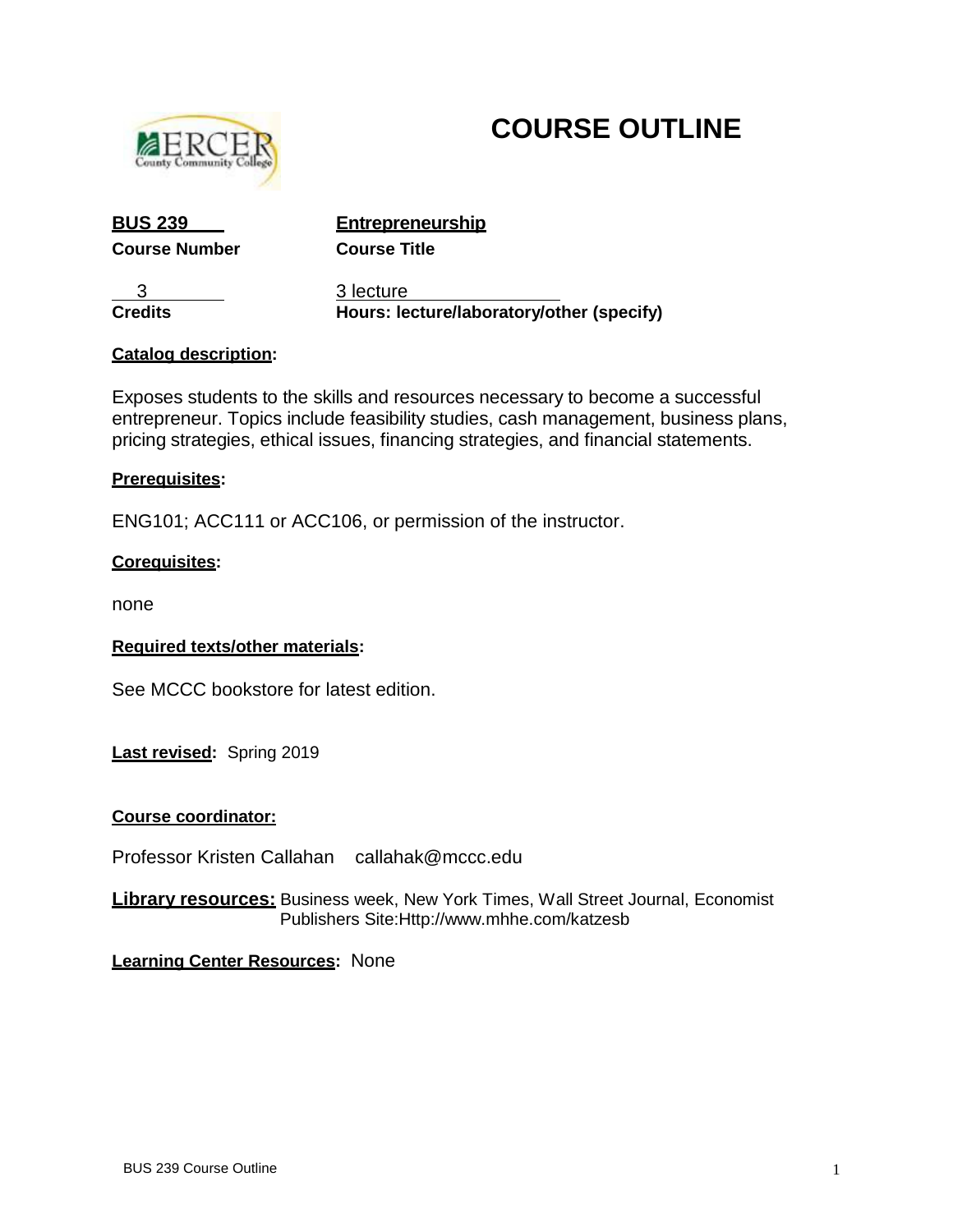# COURSE OUTLINE

| **BUS 239** | **Entrepreneurship** |
| --- | --- |
| **Course Number** | **Course Title** |
| 3 | 3 lecture |
| **Credits** | **Hours: lecture/laboratory/other (specify)** |

**Catalog description:**

Exposes students to the skills and resources necessary to become a successful entrepreneur. Topics include feasibility studies, cash management, business plans, pricing strategies, ethical issues, financing strategies, and financial statements.

**Prerequisites:**

ENG101; ACC111 or ACC106, or permission of the instructor.

**Corequisites:**

none

**Required texts/other materials:**

See MCCC bookstore for latest edition.

**Last revised:** Spring 2019

**Course coordinator:**

Professor Kristen Callahan callahak@mccc.edu

**Library resources:** Business week, New York Times, Wall Street Journal, Economist
Publishers Site:Http://www.mhhe.com/katzesb

**Learning Center Resources:** None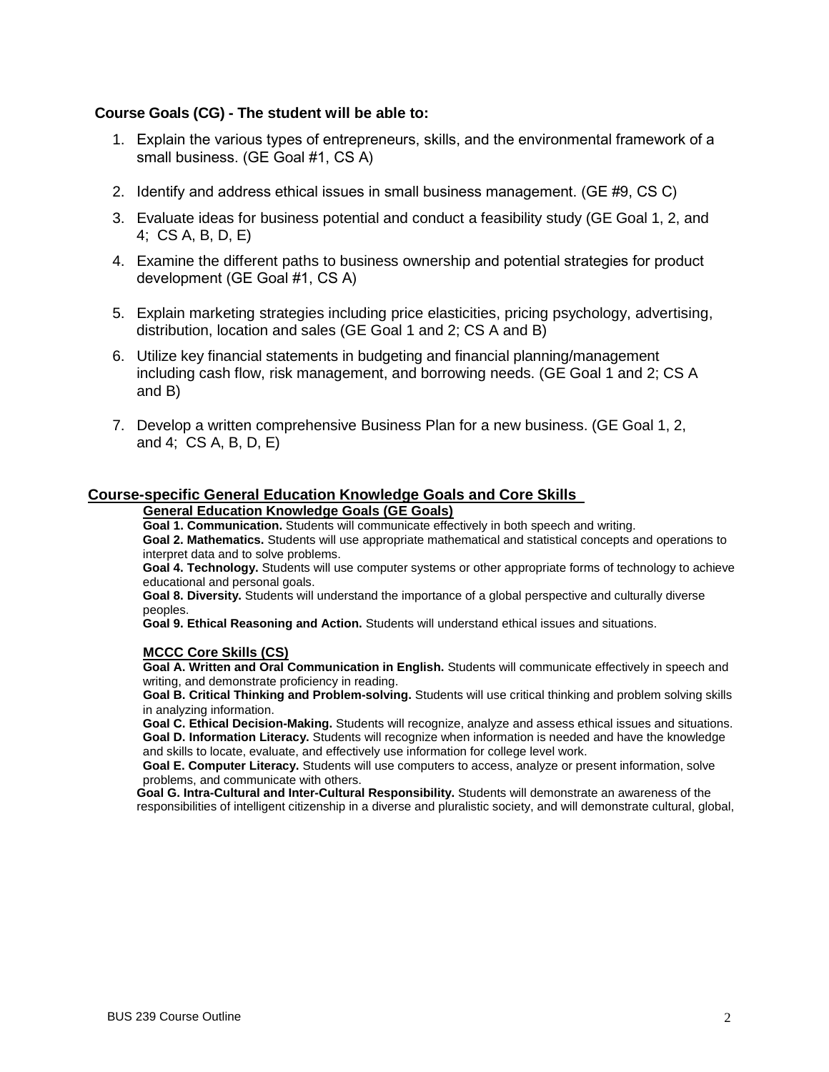**Course Goals (CG) - The student will be able to:**

1. Explain the various types of entrepreneurs, skills, and the environmental framework of a small business. (GE Goal #1, CS A)
2. Identify and address ethical issues in small business management. (GE #9, CS C)
3. Evaluate ideas for business potential and conduct a feasibility study (GE Goal 1, 2, and 4; CS A, B, D, E)
4. Examine the different paths to business ownership and potential strategies for product development (GE Goal #1, CS A)
5. Explain marketing strategies including price elasticities, pricing psychology, advertising, distribution, location and sales (GE Goal 1 and 2; CS A and B)
6. Utilize key financial statements in budgeting and financial planning/management including cash flow, risk management, and borrowing needs. (GE Goal 1 and 2; CS A and B)
7. Develop a written comprehensive Business Plan for a new business. (GE Goal 1, 2, and 4; CS A, B, D, E)

## Course-specific General Education Knowledge Goals and Core Skills

### General Education Knowledge Goals (GE Goals)

**Goal 1. Communication.** Students will communicate effectively in both speech and writing.

**Goal 2. Mathematics.** Students will use appropriate mathematical and statistical concepts and operations to interpret data and to solve problems.

**Goal 4. Technology.** Students will use computer systems or other appropriate forms of technology to achieve educational and personal goals.

**Goal 8. Diversity.** Students will understand the importance of a global perspective and culturally diverse peoples.

**Goal 9. Ethical Reasoning and Action.** Students will understand ethical issues and situations.

### MCCC Core Skills (CS)

**Goal A. Written and Oral Communication in English.** Students will communicate effectively in speech and writing, and demonstrate proficiency in reading.

**Goal B. Critical Thinking and Problem-solving.** Students will use critical thinking and problem solving skills in analyzing information.

**Goal C. Ethical Decision-Making.** Students will recognize, analyze and assess ethical issues and situations.

**Goal D. Information Literacy.** Students will recognize when information is needed and have the knowledge and skills to locate, evaluate, and effectively use information for college level work.

**Goal E. Computer Literacy.** Students will use computers to access, analyze or present information, solve problems, and communicate with others.

**Goal G. Intra-Cultural and Inter-Cultural Responsibility.** Students will demonstrate an awareness of the responsibilities of intelligent citizenship in a diverse and pluralistic society, and will demonstrate cultural, global,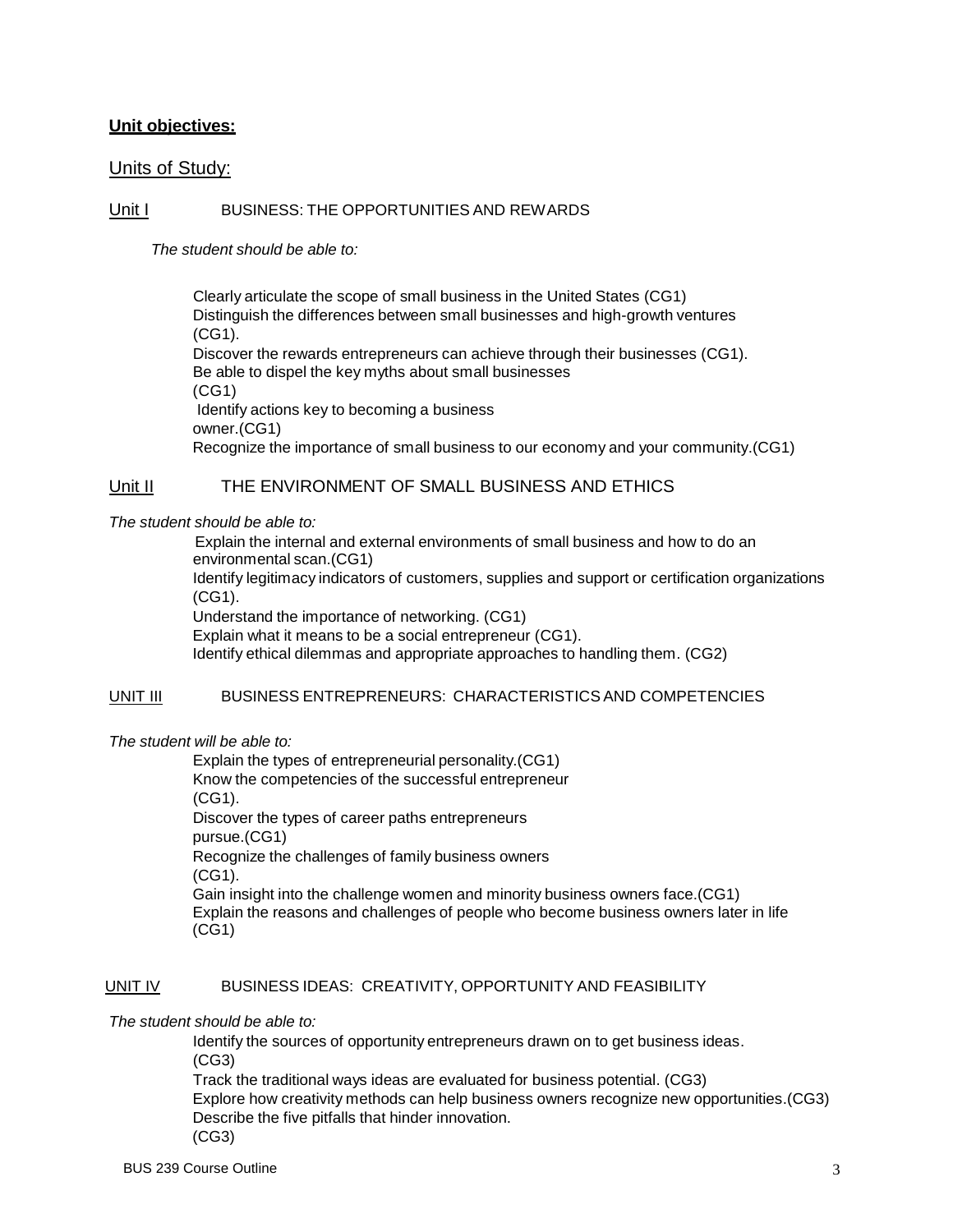**Unit objectives:**

Units of Study:

Unit I BUSINESS: THE OPPORTUNITIES AND REWARDS

*The student should be able to:*

Clearly articulate the scope of small business in the United States (CG1)
Distinguish the differences between small businesses and high-growth ventures (CG1).
Discover the rewards entrepreneurs can achieve through their businesses (CG1).
Be able to dispel the key myths about small businesses (CG1)
Identify actions key to becoming a business owner.(CG1)
Recognize the importance of small business to our economy and your community.(CG1)

Unit II THE ENVIRONMENT OF SMALL BUSINESS AND ETHICS

*The student should be able to:*

Explain the internal and external environments of small business and how to do an environmental scan.(CG1)
Identify legitimacy indicators of customers, supplies and support or certification organizations (CG1).
Understand the importance of networking. (CG1)
Explain what it means to be a social entrepreneur (CG1).
Identify ethical dilemmas and appropriate approaches to handling them. (CG2)

UNIT III BUSINESS ENTREPRENEURS: CHARACTERISTICS AND COMPETENCIES

*The student will be able to:*

Explain the types of entrepreneurial personality.(CG1)
Know the competencies of the successful entrepreneur (CG1).
Discover the types of career paths entrepreneurs pursue.(CG1)
Recognize the challenges of family business owners (CG1).
Gain insight into the challenge women and minority business owners face.(CG1)
Explain the reasons and challenges of people who become business owners later in life (CG1)

UNIT IV BUSINESS IDEAS: CREATIVITY, OPPORTUNITY AND FEASIBILITY

*The student should be able to:*

Identify the sources of opportunity entrepreneurs drawn on to get business ideas. (CG3)
Track the traditional ways ideas are evaluated for business potential. (CG3)
Explore how creativity methods can help business owners recognize new opportunities.(CG3)
Describe the five pitfalls that hinder innovation. (CG3)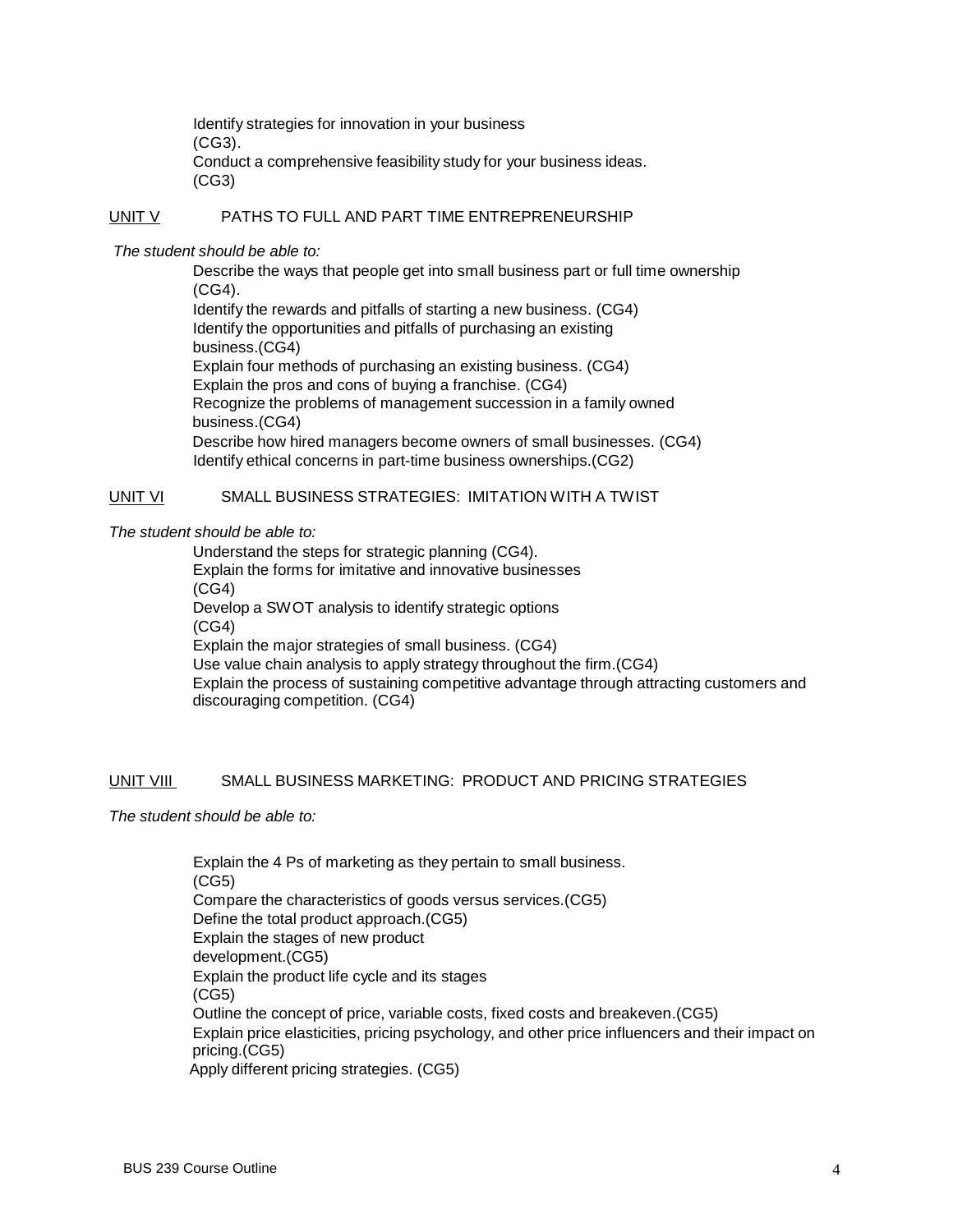Identify strategies for innovation in your business (CG3).
Conduct a comprehensive feasibility study for your business ideas. (CG3)

## UNIT V PATHS TO FULL AND PART TIME ENTREPRENEURSHIP

*The student should be able to:*

Describe the ways that people get into small business part or full time ownership (CG4).
Identify the rewards and pitfalls of starting a new business. (CG4)
Identify the opportunities and pitfalls of purchasing an existing business.(CG4)
Explain four methods of purchasing an existing business. (CG4)
Explain the pros and cons of buying a franchise. (CG4)
Recognize the problems of management succession in a family owned business.(CG4)
Describe how hired managers become owners of small businesses. (CG4)
Identify ethical concerns in part-time business ownerships.(CG2)

## UNIT VI SMALL BUSINESS STRATEGIES: IMITATION WITH A TWIST

*The student should be able to:*

Understand the steps for strategic planning (CG4).
Explain the forms for imitative and innovative businesses (CG4)
Develop a SWOT analysis to identify strategic options (CG4)
Explain the major strategies of small business. (CG4)
Use value chain analysis to apply strategy throughout the firm.(CG4)
Explain the process of sustaining competitive advantage through attracting customers and discouraging competition. (CG4)

## UNIT VIII SMALL BUSINESS MARKETING: PRODUCT AND PRICING STRATEGIES

*The student should be able to:*

Explain the 4 Ps of marketing as they pertain to small business. (CG5)
Compare the characteristics of goods versus services.(CG5)
Define the total product approach.(CG5)
Explain the stages of new product development.(CG5)
Explain the product life cycle and its stages (CG5)
Outline the concept of price, variable costs, fixed costs and breakeven.(CG5)
Explain price elasticities, pricing psychology, and other price influencers and their impact on pricing.(CG5)
Apply different pricing strategies. (CG5)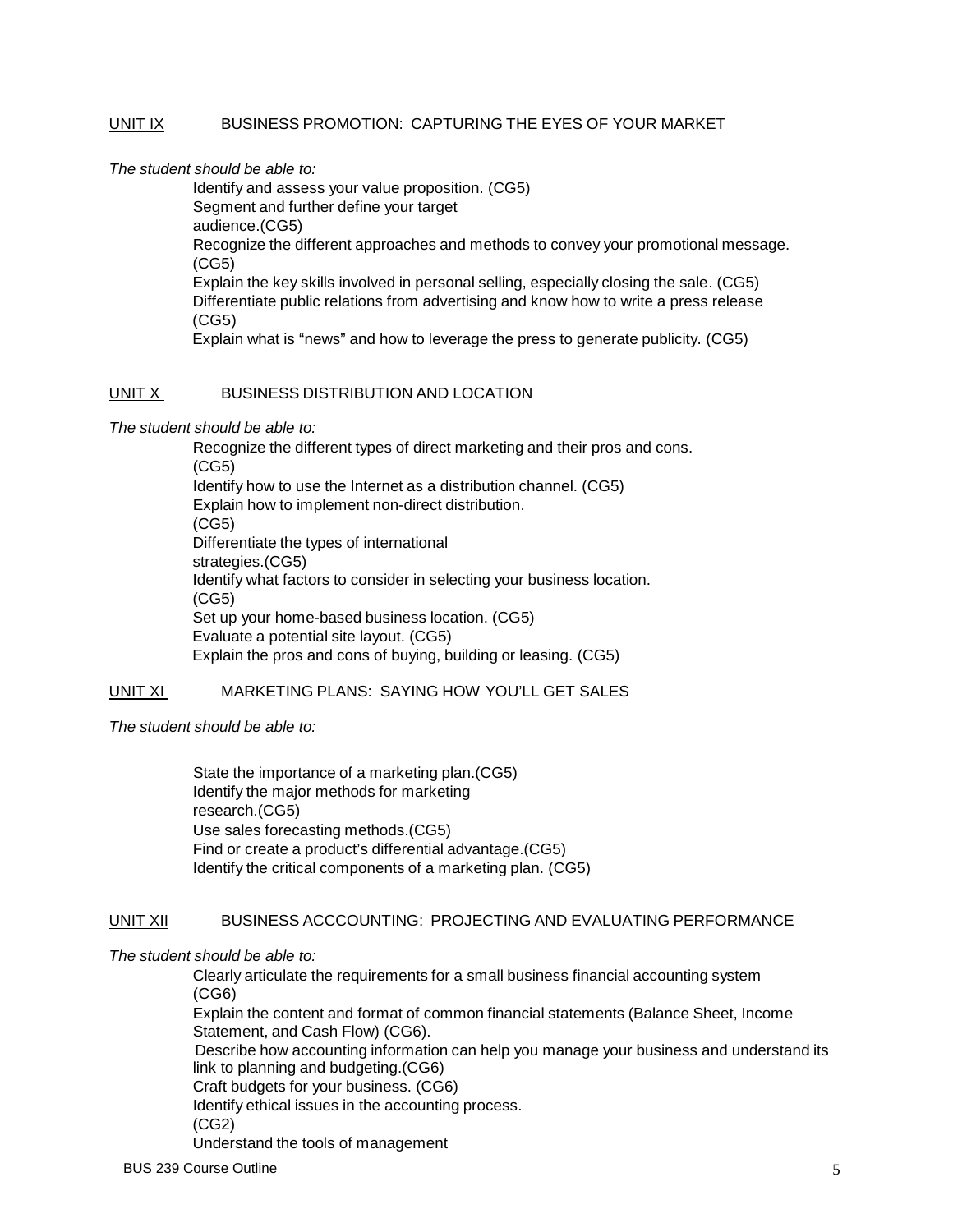## UNIT IX BUSINESS PROMOTION: CAPTURING THE EYES OF YOUR MARKET

*The student should be able to:*

- Identify and assess your value proposition. (CG5)
- Segment and further define your target audience.(CG5)
- Recognize the different approaches and methods to convey your promotional message. (CG5)
- Explain the key skills involved in personal selling, especially closing the sale. (CG5)
- Differentiate public relations from advertising and know how to write a press release (CG5)
- Explain what is "news" and how to leverage the press to generate publicity. (CG5)

## UNIT X BUSINESS DISTRIBUTION AND LOCATION

*The student should be able to:*

- Recognize the different types of direct marketing and their pros and cons. (CG5)
- Identify how to use the Internet as a distribution channel. (CG5)
- Explain how to implement non-direct distribution. (CG5)
- Differentiate the types of international strategies.(CG5)
- Identify what factors to consider in selecting your business location. (CG5)
- Set up your home-based business location. (CG5)
- Evaluate a potential site layout. (CG5)
- Explain the pros and cons of buying, building or leasing. (CG5)

## UNIT XI MARKETING PLANS: SAYING HOW YOU'LL GET SALES

*The student should be able to:*

- State the importance of a marketing plan.(CG5)
- Identify the major methods for marketing research.(CG5)
- Use sales forecasting methods.(CG5)
- Find or create a product's differential advantage.(CG5)
- Identify the critical components of a marketing plan. (CG5)

## UNIT XII BUSINESS ACCCOUNTING: PROJECTING AND EVALUATING PERFORMANCE

*The student should be able to:*

- Clearly articulate the requirements for a small business financial accounting system (CG6)
- Explain the content and format of common financial statements (Balance Sheet, Income Statement, and Cash Flow) (CG6).
- Describe how accounting information can help you manage your business and understand its link to planning and budgeting.(CG6)
- Craft budgets for your business. (CG6)
- Identify ethical issues in the accounting process. (CG2)
- Understand the tools of management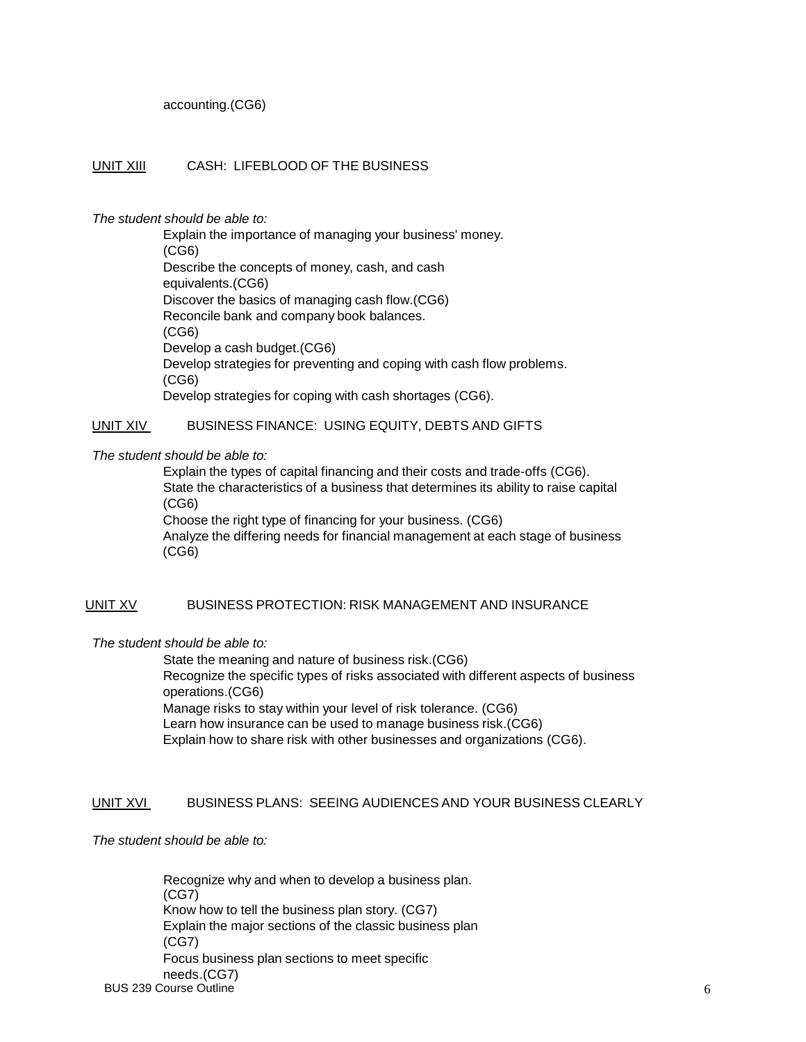accounting.(CG6)

UNIT XIII CASH: LIFEBLOOD OF THE BUSINESS

*The student should be able to:*

Explain the importance of managing your business' money. (CG6)
Describe the concepts of money, cash, and cash equivalents.(CG6)
Discover the basics of managing cash flow.(CG6)
Reconcile bank and company book balances. (CG6)
Develop a cash budget.(CG6)
Develop strategies for preventing and coping with cash flow problems. (CG6)
Develop strategies for coping with cash shortages (CG6).

UNIT XIV BUSINESS FINANCE: USING EQUITY, DEBTS AND GIFTS

*The student should be able to:*

Explain the types of capital financing and their costs and trade-offs (CG6).
State the characteristics of a business that determines its ability to raise capital (CG6)
Choose the right type of financing for your business. (CG6)
Analyze the differing needs for financial management at each stage of business (CG6)

UNIT XV BUSINESS PROTECTION: RISK MANAGEMENT AND INSURANCE

*The student should be able to:*

State the meaning and nature of business risk.(CG6)
Recognize the specific types of risks associated with different aspects of business operations.(CG6)
Manage risks to stay within your level of risk tolerance. (CG6)
Learn how insurance can be used to manage business risk.(CG6)
Explain how to share risk with other businesses and organizations (CG6).

UNIT XVI BUSINESS PLANS: SEEING AUDIENCES AND YOUR BUSINESS CLEARLY

*The student should be able to:*

Recognize why and when to develop a business plan. (CG7)
Know how to tell the business plan story. (CG7)
Explain the major sections of the classic business plan (CG7)
Focus business plan sections to meet specific needs.(CG7)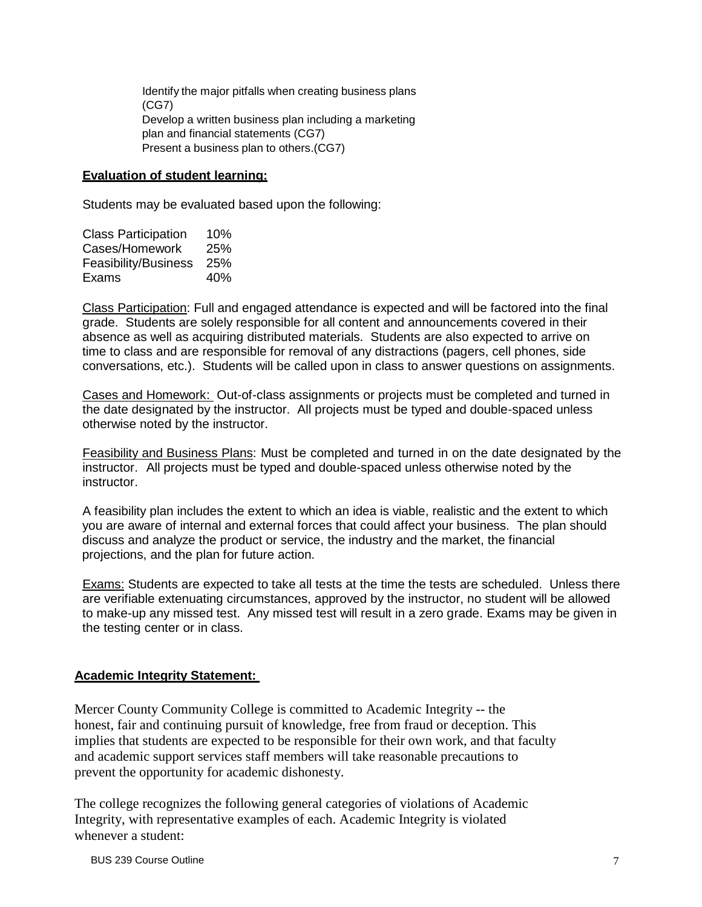Identify the major pitfalls when creating business plans (CG7)
Develop a written business plan including a marketing plan and financial statements (CG7)
Present a business plan to others.(CG7)

**Evaluation of student learning:**

Students may be evaluated based upon the following:

| | |
|---|---|
| Class Participation | 10% |
| Cases/Homework | 25% |
| Feasibility/Business | 25% |
| Exams | 40% |

Class Participation: Full and engaged attendance is expected and will be factored into the final grade. Students are solely responsible for all content and announcements covered in their absence as well as acquiring distributed materials. Students are also expected to arrive on time to class and are responsible for removal of any distractions (pagers, cell phones, side conversations, etc.). Students will be called upon in class to answer questions on assignments.

Cases and Homework: Out-of-class assignments or projects must be completed and turned in the date designated by the instructor. All projects must be typed and double-spaced unless otherwise noted by the instructor.

Feasibility and Business Plans: Must be completed and turned in on the date designated by the instructor. All projects must be typed and double-spaced unless otherwise noted by the instructor.

A feasibility plan includes the extent to which an idea is viable, realistic and the extent to which you are aware of internal and external forces that could affect your business. The plan should discuss and analyze the product or service, the industry and the market, the financial projections, and the plan for future action.

Exams: Students are expected to take all tests at the time the tests are scheduled. Unless there are verifiable extenuating circumstances, approved by the instructor, no student will be allowed to make-up any missed test. Any missed test will result in a zero grade. Exams may be given in the testing center or in class.

**Academic Integrity Statement:**

Mercer County Community College is committed to Academic Integrity -- the honest, fair and continuing pursuit of knowledge, free from fraud or deception. This implies that students are expected to be responsible for their own work, and that faculty and academic support services staff members will take reasonable precautions to prevent the opportunity for academic dishonesty.

The college recognizes the following general categories of violations of Academic Integrity, with representative examples of each. Academic Integrity is violated whenever a student: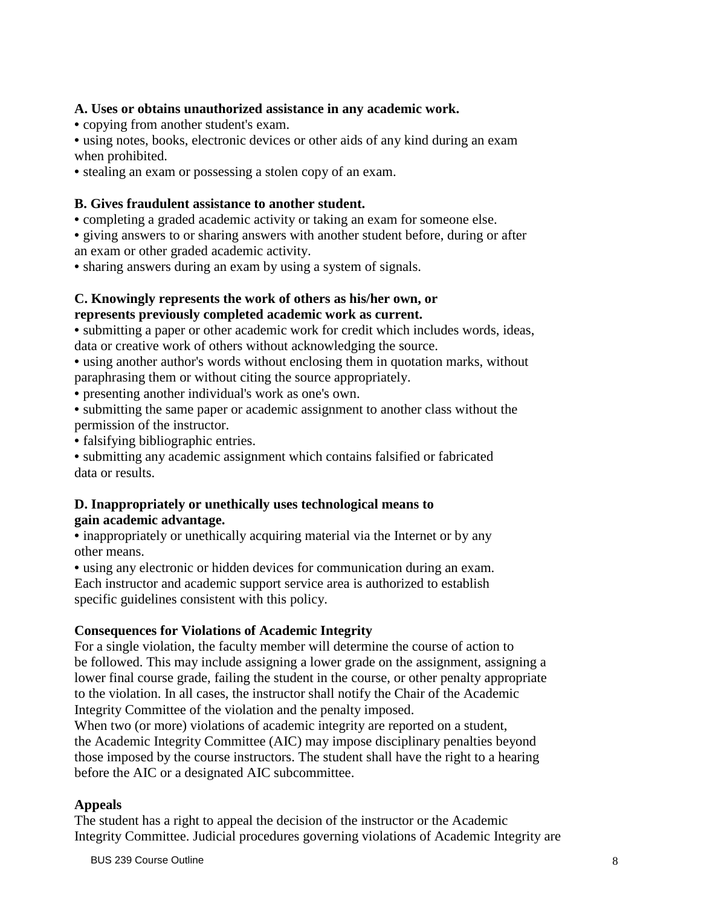**A. Uses or obtains unauthorized assistance in any academic work.**

- copying from another student's exam.
- using notes, books, electronic devices or other aids of any kind during an exam when prohibited.
- stealing an exam or possessing a stolen copy of an exam.

**B. Gives fraudulent assistance to another student.**

- completing a graded academic activity or taking an exam for someone else.
- giving answers to or sharing answers with another student before, during or after an exam or other graded academic activity.
- sharing answers during an exam by using a system of signals.

**C. Knowingly represents the work of others as his/her own, or represents previously completed academic work as current.**

- submitting a paper or other academic work for credit which includes words, ideas, data or creative work of others without acknowledging the source.
- using another author's words without enclosing them in quotation marks, without paraphrasing them or without citing the source appropriately.
- presenting another individual's work as one's own.
- submitting the same paper or academic assignment to another class without the permission of the instructor.
- falsifying bibliographic entries.
- submitting any academic assignment which contains falsified or fabricated data or results.

**D. Inappropriately or unethically uses technological means to gain academic advantage.**

- inappropriately or unethically acquiring material via the Internet or by any other means.
- using any electronic or hidden devices for communication during an exam.

Each instructor and academic support service area is authorized to establish specific guidelines consistent with this policy.

**Consequences for Violations of Academic Integrity**

For a single violation, the faculty member will determine the course of action to be followed. This may include assigning a lower grade on the assignment, assigning a lower final course grade, failing the student in the course, or other penalty appropriate to the violation. In all cases, the instructor shall notify the Chair of the Academic Integrity Committee of the violation and the penalty imposed.

When two (or more) violations of academic integrity are reported on a student, the Academic Integrity Committee (AIC) may impose disciplinary penalties beyond those imposed by the course instructors. The student shall have the right to a hearing before the AIC or a designated AIC subcommittee.

**Appeals**

The student has a right to appeal the decision of the instructor or the Academic Integrity Committee. Judicial procedures governing violations of Academic Integrity are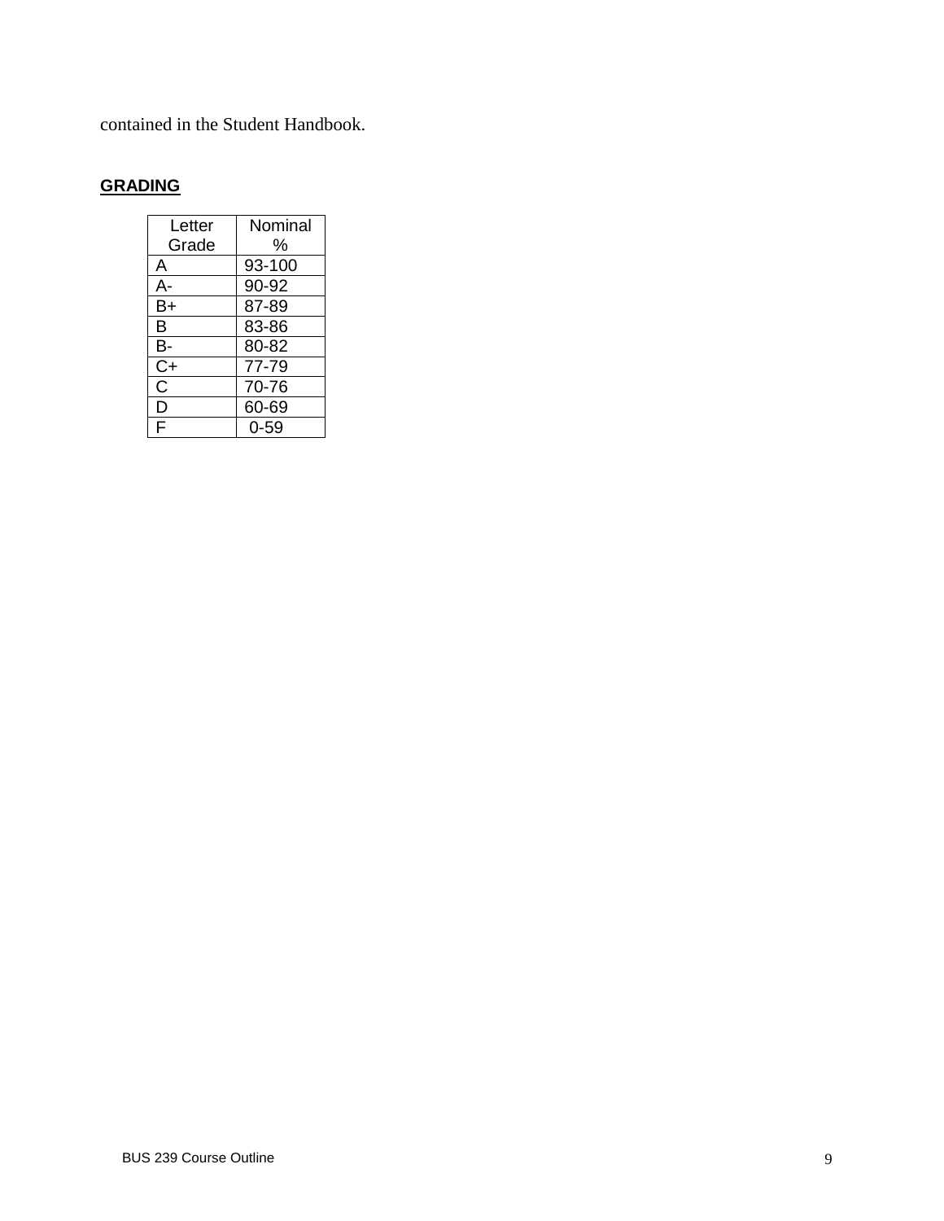contained in the Student Handbook.

**GRADING**

| Letter Grade | Nominal % |
|---|---|
| A | 93-100 |
| A- | 90-92 |
| B+ | 87-89 |
| B | 83-86 |
| B- | 80-82 |
| C+ | 77-79 |
| C | 70-76 |
| D | 60-69 |
| F | 0-59 |